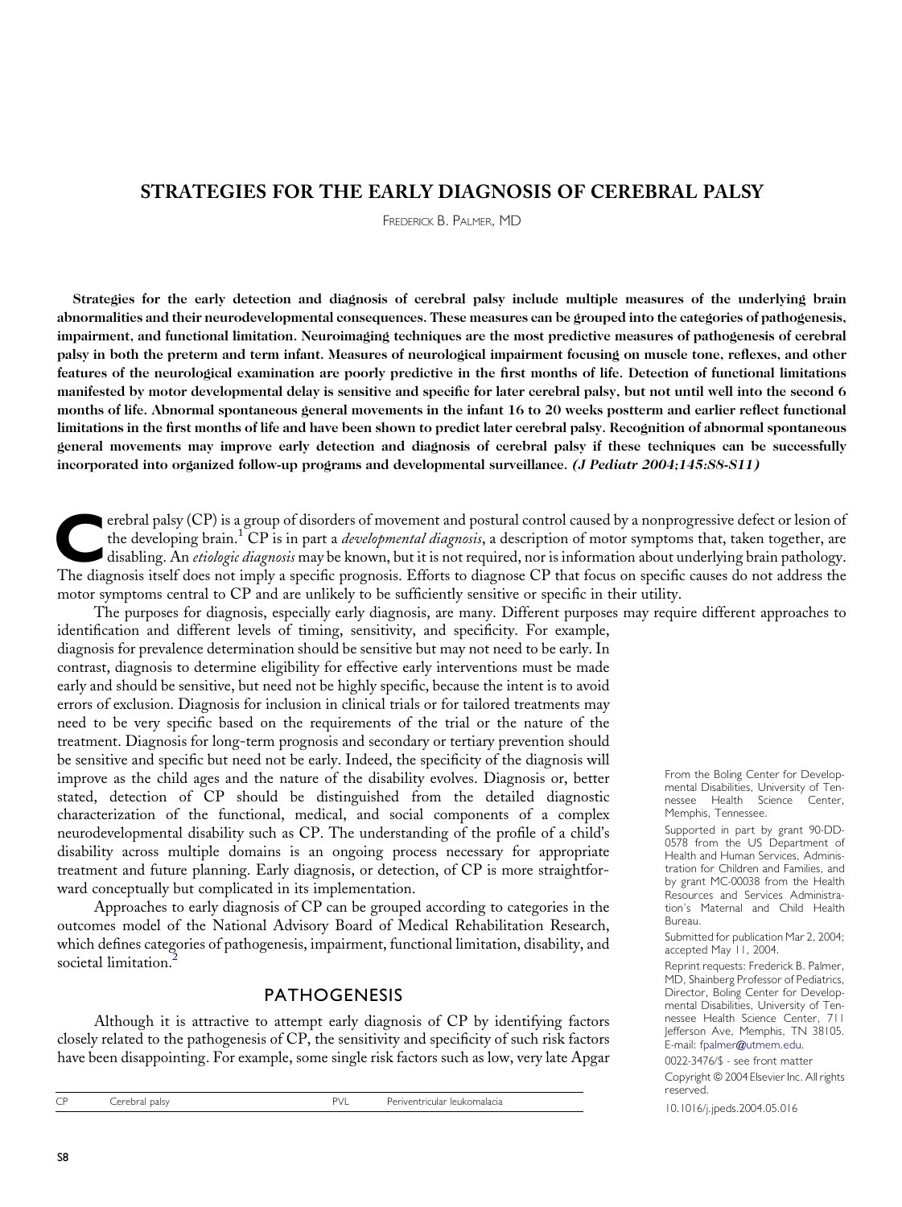# STRATEGIES FOR THE EARLY DIAGNOSIS OF CEREBRAL PALSY

FREDERICK B. PALMER, MD

**Strategies for the early detection and diagnosis of cerebral palsy include multiple measures of the underlying brain abnormalities and their neurodevelopmental consequences. These measures can be grouped into the categories of pathogenesis, impairment, and functional limitation. Neuroimaging techniques are the most predictive measures of pathogenesis of cerebral palsy in both the preterm and term infant. Measures of neurological impairment focusing on muscle tone, reflexes, and other features of the neurological examination are poorly predictive in the first months of life. Detection of functional limitations manifested by motor developmental delay is sensitive and specific for later cerebral palsy, but not until well into the second 6 months of life. Abnormal spontaneous general movements in the infant 16 to 20 weeks postterm and earlier reflect functional limitations in the first months of life and have been shown to predict later cerebral palsy. Recognition of abnormal spontaneous general movements may improve early detection and diagnosis of cerebral palsy if these techniques can be successfully incorporated into organized follow-up programs and developmental surveillance.** ***(J Pediatr 2004;145:S8-S11)***

Cerebral palsy (CP) is a group of disorders of movement and postural control caused by a nonprogressive defect or lesion of the developing brain.[1] CP is in part a *developmental diagnosis*, a description of motor symptoms that, taken together, are disabling. An *etiologic diagnosis* may be known, but it is not required, nor is information about underlying brain pathology. The diagnosis itself does not imply a specific prognosis. Efforts to diagnose CP that focus on specific causes do not address the motor symptoms central to CP and are unlikely to be sufficiently sensitive or specific in their utility.

The purposes for diagnosis, especially early diagnosis, are many. Different purposes may require different approaches to identification and different levels of timing, sensitivity, and specificity. For example, diagnosis for prevalence determination should be sensitive but may not need to be early. In contrast, diagnosis to determine eligibility for effective early interventions must be made early and should be sensitive, but need not be highly specific, because the intent is to avoid errors of exclusion. Diagnosis for inclusion in clinical trials or for tailored treatments may need to be very specific based on the requirements of the trial or the nature of the treatment. Diagnosis for long-term prognosis and secondary or tertiary prevention should be sensitive and specific but need not be early. Indeed, the specificity of the diagnosis will improve as the child ages and the nature of the disability evolves. Diagnosis or, better stated, detection of CP should be distinguished from the detailed diagnostic characterization of the functional, medical, and social components of a complex neurodevelopmental disability such as CP. The understanding of the profile of a child's disability across multiple domains is an ongoing process necessary for appropriate treatment and future planning. Early diagnosis, or detection, of CP is more straightforward conceptually but complicated in its implementation.

Approaches to early diagnosis of CP can be grouped according to categories in the outcomes model of the National Advisory Board of Medical Rehabilitation Research, which defines categories of pathogenesis, impairment, functional limitation, disability, and societal limitation.[2]

## PATHOGENESIS

Although it is attractive to attempt early diagnosis of CP by identifying factors closely related to the pathogenesis of CP, the sensitivity and specificity of such risk factors have been disappointing. For example, some single risk factors such as low, very late Apgar

| | | | |
|---|---|---|---|
| CP | Cerebral palsy | PVL | Periventricular leukomalacia |

From the Boling Center for Developmental Disabilities, University of Tennessee Health Science Center, Memphis, Tennessee.

Supported in part by grant 90-DD-0578 from the US Department of Health and Human Services, Administration for Children and Families, and by grant MC-00038 from the Health Resources and Services Administration's Maternal and Child Health Bureau.

Submitted for publication Mar 2, 2004; accepted May 11, 2004.

Reprint requests: Frederick B. Palmer, MD, Shainberg Professor of Pediatrics, Director, Boling Center for Developmental Disabilities, University of Tennessee Health Science Center, 711 Jefferson Ave, Memphis, TN 38105. E-mail: fpalmer@utmem.edu.

0022-3476/$ - see front matter

Copyright © 2004 Elsevier Inc. All rights reserved.

10.1016/j.jpeds.2004.05.016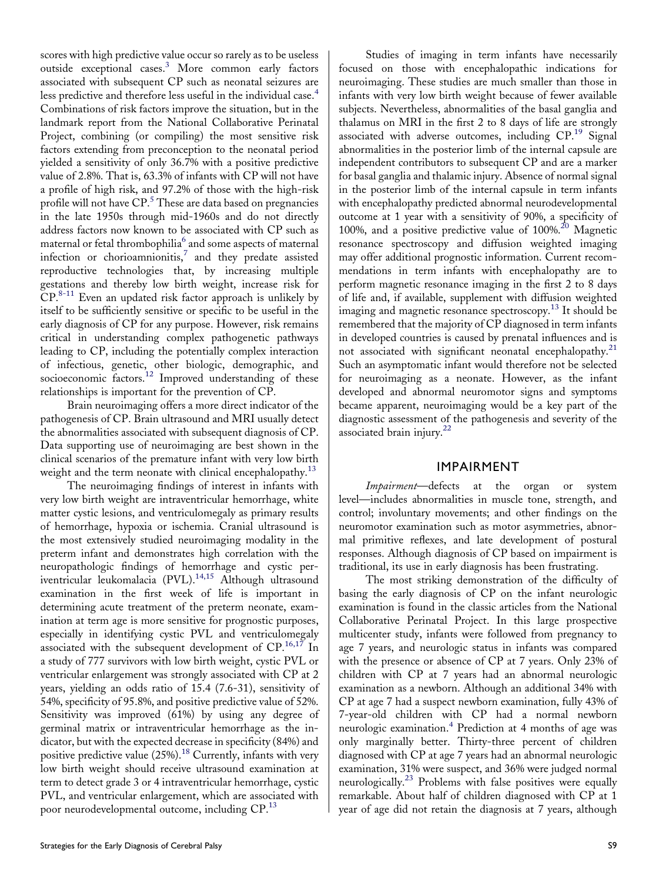scores with high predictive value occur so rarely as to be useless outside exceptional cases.[3] More common early factors associated with subsequent CP such as neonatal seizures are less predictive and therefore less useful in the individual case.[4] Combinations of risk factors improve the situation, but in the landmark report from the National Collaborative Perinatal Project, combining (or compiling) the most sensitive risk factors extending from preconception to the neonatal period yielded a sensitivity of only 36.7% with a positive predictive value of 2.8%. That is, 63.3% of infants with CP will not have a profile of high risk, and 97.2% of those with the high-risk profile will not have CP.[5] These are data based on pregnancies in the late 1950s through mid-1960s and do not directly address factors now known to be associated with CP such as maternal or fetal thrombophilia[6] and some aspects of maternal infection or chorioamnionitis,[7] and they predate assisted reproductive technologies that, by increasing multiple gestations and thereby low birth weight, increase risk for CP.[8-11] Even an updated risk factor approach is unlikely by itself to be sufficiently sensitive or specific to be useful in the early diagnosis of CP for any purpose. However, risk remains critical in understanding complex pathogenetic pathways leading to CP, including the potentially complex interaction of infectious, genetic, other biologic, demographic, and socioeconomic factors.[12] Improved understanding of these relationships is important for the prevention of CP.

Brain neuroimaging offers a more direct indicator of the pathogenesis of CP. Brain ultrasound and MRI usually detect the abnormalities associated with subsequent diagnosis of CP. Data supporting use of neuroimaging are best shown in the clinical scenarios of the premature infant with very low birth weight and the term neonate with clinical encephalopathy.[13]

The neuroimaging findings of interest in infants with very low birth weight are intraventricular hemorrhage, white matter cystic lesions, and ventriculomegaly as primary results of hemorrhage, hypoxia or ischemia. Cranial ultrasound is the most extensively studied neuroimaging modality in the preterm infant and demonstrates high correlation with the neuropathologic findings of hemorrhage and cystic periventricular leukomalacia (PVL).[14,15] Although ultrasound examination in the first week of life is important in determining acute treatment of the preterm neonate, examination at term age is more sensitive for prognostic purposes, especially in identifying cystic PVL and ventriculomegaly associated with the subsequent development of CP.[16,17] In a study of 777 survivors with low birth weight, cystic PVL or ventricular enlargement was strongly associated with CP at 2 years, yielding an odds ratio of 15.4 (7.6-31), sensitivity of 54%, specificity of 95.8%, and positive predictive value of 52%. Sensitivity was improved (61%) by using any degree of germinal matrix or intraventricular hemorrhage as the indicator, but with the expected decrease in specificity (84%) and positive predictive value (25%).[18] Currently, infants with very low birth weight should receive ultrasound examination at term to detect grade 3 or 4 intraventricular hemorrhage, cystic PVL, and ventricular enlargement, which are associated with poor neurodevelopmental outcome, including CP.[13]

Studies of imaging in term infants have necessarily focused on those with encephalopathic indications for neuroimaging. These studies are much smaller than those in infants with very low birth weight because of fewer available subjects. Nevertheless, abnormalities of the basal ganglia and thalamus on MRI in the first 2 to 8 days of life are strongly associated with adverse outcomes, including CP.[19] Signal abnormalities in the posterior limb of the internal capsule are independent contributors to subsequent CP and are a marker for basal ganglia and thalamic injury. Absence of normal signal in the posterior limb of the internal capsule in term infants with encephalopathy predicted abnormal neurodevelopmental outcome at 1 year with a sensitivity of 90%, a specificity of 100%, and a positive predictive value of 100%.[20] Magnetic resonance spectroscopy and diffusion weighted imaging may offer additional prognostic information. Current recommendations in term infants with encephalopathy are to perform magnetic resonance imaging in the first 2 to 8 days of life and, if available, supplement with diffusion weighted imaging and magnetic resonance spectroscopy.[13] It should be remembered that the majority of CP diagnosed in term infants in developed countries is caused by prenatal influences and is not associated with significant neonatal encephalopathy.[21] Such an asymptomatic infant would therefore not be selected for neuroimaging as a neonate. However, as the infant developed and abnormal neuromotor signs and symptoms became apparent, neuroimaging would be a key part of the diagnostic assessment of the pathogenesis and severity of the associated brain injury.[22]

## IMPAIRMENT

*Impairment*—defects at the organ or system level—includes abnormalities in muscle tone, strength, and control; involuntary movements; and other findings on the neuromotor examination such as motor asymmetries, abnormal primitive reflexes, and late development of postural responses. Although diagnosis of CP based on impairment is traditional, its use in early diagnosis has been frustrating.

The most striking demonstration of the difficulty of basing the early diagnosis of CP on the infant neurologic examination is found in the classic articles from the National Collaborative Perinatal Project. In this large prospective multicenter study, infants were followed from pregnancy to age 7 years, and neurologic status in infants was compared with the presence or absence of CP at 7 years. Only 23% of children with CP at 7 years had an abnormal neurologic examination as a newborn. Although an additional 34% with CP at age 7 had a suspect newborn examination, fully 43% of 7-year-old children with CP had a normal newborn neurologic examination.[4] Prediction at 4 months of age was only marginally better. Thirty-three percent of children diagnosed with CP at age 7 years had an abnormal neurologic examination, 31% were suspect, and 36% were judged normal neurologically.[23] Problems with false positives were equally remarkable. About half of children diagnosed with CP at 1 year of age did not retain the diagnosis at 7 years, although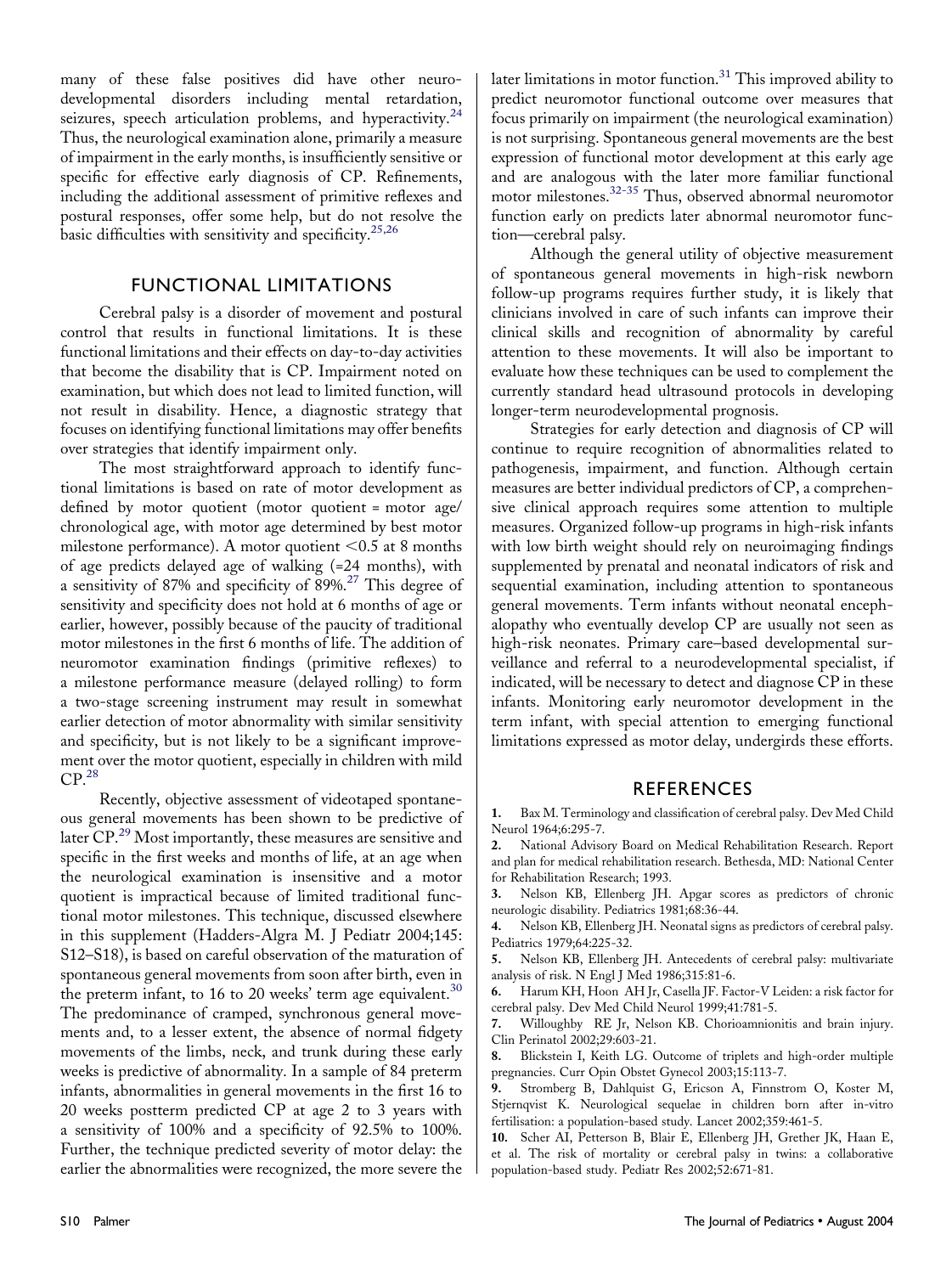many of these false positives did have other neurodevelopmental disorders including mental retardation, seizures, speech articulation problems, and hyperactivity.[24] Thus, the neurological examination alone, primarily a measure of impairment in the early months, is insufficiently sensitive or specific for effective early diagnosis of CP. Refinements, including the additional assessment of primitive reflexes and postural responses, offer some help, but do not resolve the basic difficulties with sensitivity and specificity.[25,26]

## FUNCTIONAL LIMITATIONS

Cerebral palsy is a disorder of movement and postural control that results in functional limitations. It is these functional limitations and their effects on day-to-day activities that become the disability that is CP. Impairment noted on examination, but which does not lead to limited function, will not result in disability. Hence, a diagnostic strategy that focuses on identifying functional limitations may offer benefits over strategies that identify impairment only.

The most straightforward approach to identify functional limitations is based on rate of motor development as defined by motor quotient (motor quotient = motor age/chronological age, with motor age determined by best motor milestone performance). A motor quotient <0.5 at 8 months of age predicts delayed age of walking (≈24 months), with a sensitivity of 87% and specificity of 89%.[27] This degree of sensitivity and specificity does not hold at 6 months of age or earlier, however, possibly because of the paucity of traditional motor milestones in the first 6 months of life. The addition of neuromotor examination findings (primitive reflexes) to a milestone performance measure (delayed rolling) to form a two-stage screening instrument may result in somewhat earlier detection of motor abnormality with similar sensitivity and specificity, but is not likely to be a significant improvement over the motor quotient, especially in children with mild CP.[28]

Recently, objective assessment of videotaped spontaneous general movements has been shown to be predictive of later CP.[29] Most importantly, these measures are sensitive and specific in the first weeks and months of life, at an age when the neurological examination is insensitive and a motor quotient is impractical because of limited traditional functional motor milestones. This technique, discussed elsewhere in this supplement (Hadders-Algra M. J Pediatr 2004;145: S12–S18), is based on careful observation of the maturation of spontaneous general movements from soon after birth, even in the preterm infant, to 16 to 20 weeks' term age equivalent.[30] The predominance of cramped, synchronous general movements and, to a lesser extent, the absence of normal fidgety movements of the limbs, neck, and trunk during these early weeks is predictive of abnormality. In a sample of 84 preterm infants, abnormalities in general movements in the first 16 to 20 weeks postterm predicted CP at age 2 to 3 years with a sensitivity of 100% and a specificity of 92.5% to 100%. Further, the technique predicted severity of motor delay: the earlier the abnormalities were recognized, the more severe the later limitations in motor function.[31] This improved ability to predict neuromotor functional outcome over measures that focus primarily on impairment (the neurological examination) is not surprising. Spontaneous general movements are the best expression of functional motor development at this early age and are analogous with the later more familiar functional motor milestones.[32-35] Thus, observed abnormal neuromotor function early on predicts later abnormal neuromotor function—cerebral palsy.

Although the general utility of objective measurement of spontaneous general movements in high-risk newborn follow-up programs requires further study, it is likely that clinicians involved in care of such infants can improve their clinical skills and recognition of abnormality by careful attention to these movements. It will also be important to evaluate how these techniques can be used to complement the currently standard head ultrasound protocols in developing longer-term neurodevelopmental prognosis.

Strategies for early detection and diagnosis of CP will continue to require recognition of abnormalities related to pathogenesis, impairment, and function. Although certain measures are better individual predictors of CP, a comprehensive clinical approach requires some attention to multiple measures. Organized follow-up programs in high-risk infants with low birth weight should rely on neuroimaging findings supplemented by prenatal and neonatal indicators of risk and sequential examination, including attention to spontaneous general movements. Term infants without neonatal encephalopathy who eventually develop CP are usually not seen as high-risk neonates. Primary care–based developmental surveillance and referral to a neurodevelopmental specialist, if indicated, will be necessary to detect and diagnose CP in these infants. Monitoring early neuromotor development in the term infant, with special attention to emerging functional limitations expressed as motor delay, undergirds these efforts.

## REFERENCES

1. Bax M. Terminology and classification of cerebral palsy. Dev Med Child Neurol 1964;6:295-7.
2. National Advisory Board on Medical Rehabilitation Research. Report and plan for medical rehabilitation research. Bethesda, MD: National Center for Rehabilitation Research; 1993.
3. Nelson KB, Ellenberg JH. Apgar scores as predictors of chronic neurologic disability. Pediatrics 1981;68:36-44.
4. Nelson KB, Ellenberg JH. Neonatal signs as predictors of cerebral palsy. Pediatrics 1979;64:225-32.
5. Nelson KB, Ellenberg JH. Antecedents of cerebral palsy: multivariate analysis of risk. N Engl J Med 1986;315:81-6.
6. Harum KH, Hoon AH Jr, Casella JF. Factor-V Leiden: a risk factor for cerebral palsy. Dev Med Child Neurol 1999;41:781-5.
7. Willoughby RE Jr, Nelson KB. Chorioamnionitis and brain injury. Clin Perinatol 2002;29:603-21.
8. Blickstein I, Keith LG. Outcome of triplets and high-order multiple pregnancies. Curr Opin Obstet Gynecol 2003;15:113-7.
9. Stromberg B, Dahlquist G, Ericson A, Finnstrom O, Koster M, Stjernqvist K. Neurological sequelae in children born after in-vitro fertilisation: a population-based study. Lancet 2002;359:461-5.
10. Scher AI, Petterson B, Blair E, Ellenberg JH, Grether JK, Haan E, et al. The risk of mortality or cerebral palsy in twins: a collaborative population-based study. Pediatr Res 2002;52:671-81.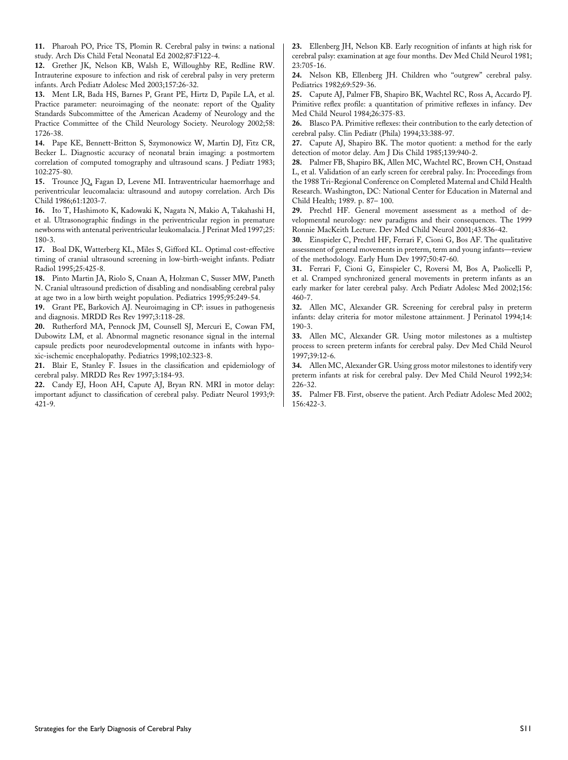**11.** Pharoah PO, Price TS, Plomin R. Cerebral palsy in twins: a national study. Arch Dis Child Fetal Neonatal Ed 2002;87:F122-4.

**12.** Grether JK, Nelson KB, Walsh E, Willoughby RE, Redline RW. Intrauterine exposure to infection and risk of cerebral palsy in very preterm infants. Arch Pediatr Adolesc Med 2003;157:26-32.

**13.** Ment LR, Bada HS, Barnes P, Grant PE, Hirtz D, Papile LA, et al. Practice parameter: neuroimaging of the neonate: report of the Quality Standards Subcommittee of the American Academy of Neurology and the Practice Committee of the Child Neurology Society. Neurology 2002;58: 1726-38.

**14.** Pape KE, Bennett-Britton S, Szymonowicz W, Martin DJ, Fitz CR, Becker L. Diagnostic accuracy of neonatal brain imaging: a postmortem correlation of computed tomography and ultrasound scans. J Pediatr 1983; 102:275-80.

**15.** Trounce JQ, Fagan D, Levene MI. Intraventricular haemorrhage and periventricular leucomalacia: ultrasound and autopsy correlation. Arch Dis Child 1986;61:1203-7.

**16.** Ito T, Hashimoto K, Kadowaki K, Nagata N, Makio A, Takahashi H, et al. Ultrasonographic findings in the periventricular region in premature newborns with antenatal periventricular leukomalacia. J Perinat Med 1997;25: 180-3.

**17.** Boal DK, Watterberg KL, Miles S, Gifford KL. Optimal cost-effective timing of cranial ultrasound screening in low-birth-weight infants. Pediatr Radiol 1995;25:425-8.

**18.** Pinto Martin JA, Riolo S, Cnaan A, Holzman C, Susser MW, Paneth N. Cranial ultrasound prediction of disabling and nondisabling cerebral palsy at age two in a low birth weight population. Pediatrics 1995;95:249-54.

**19.** Grant PE, Barkovich AJ. Neuroimaging in CP: issues in pathogenesis and diagnosis. MRDD Res Rev 1997;3:118-28.

**20.** Rutherford MA, Pennock JM, Counsell SJ, Mercuri E, Cowan FM, Dubowitz LM, et al. Abnormal magnetic resonance signal in the internal capsule predicts poor neurodevelopmental outcome in infants with hypoxic-ischemic encephalopathy. Pediatrics 1998;102:323-8.

**21.** Blair E, Stanley F. Issues in the classification and epidemiology of cerebral palsy. MRDD Res Rev 1997;3:184-93.

**22.** Candy EJ, Hoon AH, Capute AJ, Bryan RN. MRI in motor delay: important adjunct to classification of cerebral palsy. Pediatr Neurol 1993;9: 421-9.

**23.** Ellenberg JH, Nelson KB. Early recognition of infants at high risk for cerebral palsy: examination at age four months. Dev Med Child Neurol 1981; 23:705-16.

**24.** Nelson KB, Ellenberg JH. Children who "outgrew" cerebral palsy. Pediatrics 1982;69:529-36.

**25.** Capute AJ, Palmer FB, Shapiro BK, Wachtel RC, Ross A, Accardo PJ. Primitive reflex profile: a quantitation of primitive reflexes in infancy. Dev Med Child Neurol 1984;26:375-83.

**26.** Blasco PA. Primitive reflexes: their contribution to the early detection of cerebral palsy. Clin Pediatr (Phila) 1994;33:388-97.

**27.** Capute AJ, Shapiro BK. The motor quotient: a method for the early detection of motor delay. Am J Dis Child 1985;139:940-2.

**28.** Palmer FB, Shapiro BK, Allen MC, Wachtel RC, Brown CH, Onstaad L, et al. Validation of an early screen for cerebral palsy. In: Proceedings from the 1988 Tri-Regional Conference on Completed Maternal and Child Health Research. Washington, DC: National Center for Education in Maternal and Child Health; 1989. p. 87– 100.

**29.** Prechtl HF. General movement assessment as a method of developmental neurology: new paradigms and their consequences. The 1999 Ronnie MacKeith Lecture. Dev Med Child Neurol 2001;43:836-42.

**30.** Einspieler C, Prechtl HF, Ferrari F, Cioni G, Bos AF. The qualitative assessment of general movements in preterm, term and young infants—review of the methodology. Early Hum Dev 1997;50:47-60.

**31.** Ferrari F, Cioni G, Einspieler C, Roversi M, Bos A, Paolicelli P, et al. Cramped synchronized general movements in preterm infants as an early marker for later cerebral palsy. Arch Pediatr Adolesc Med 2002;156: 460-7.

**32.** Allen MC, Alexander GR. Screening for cerebral palsy in preterm infants: delay criteria for motor milestone attainment. J Perinatol 1994;14: 190-3.

**33.** Allen MC, Alexander GR. Using motor milestones as a multistep process to screen preterm infants for cerebral palsy. Dev Med Child Neurol 1997;39:12-6.

**34.** Allen MC, Alexander GR. Using gross motor milestones to identify very preterm infants at risk for cerebral palsy. Dev Med Child Neurol 1992;34: 226-32.

**35.** Palmer FB. First, observe the patient. Arch Pediatr Adolesc Med 2002; 156:422-3.